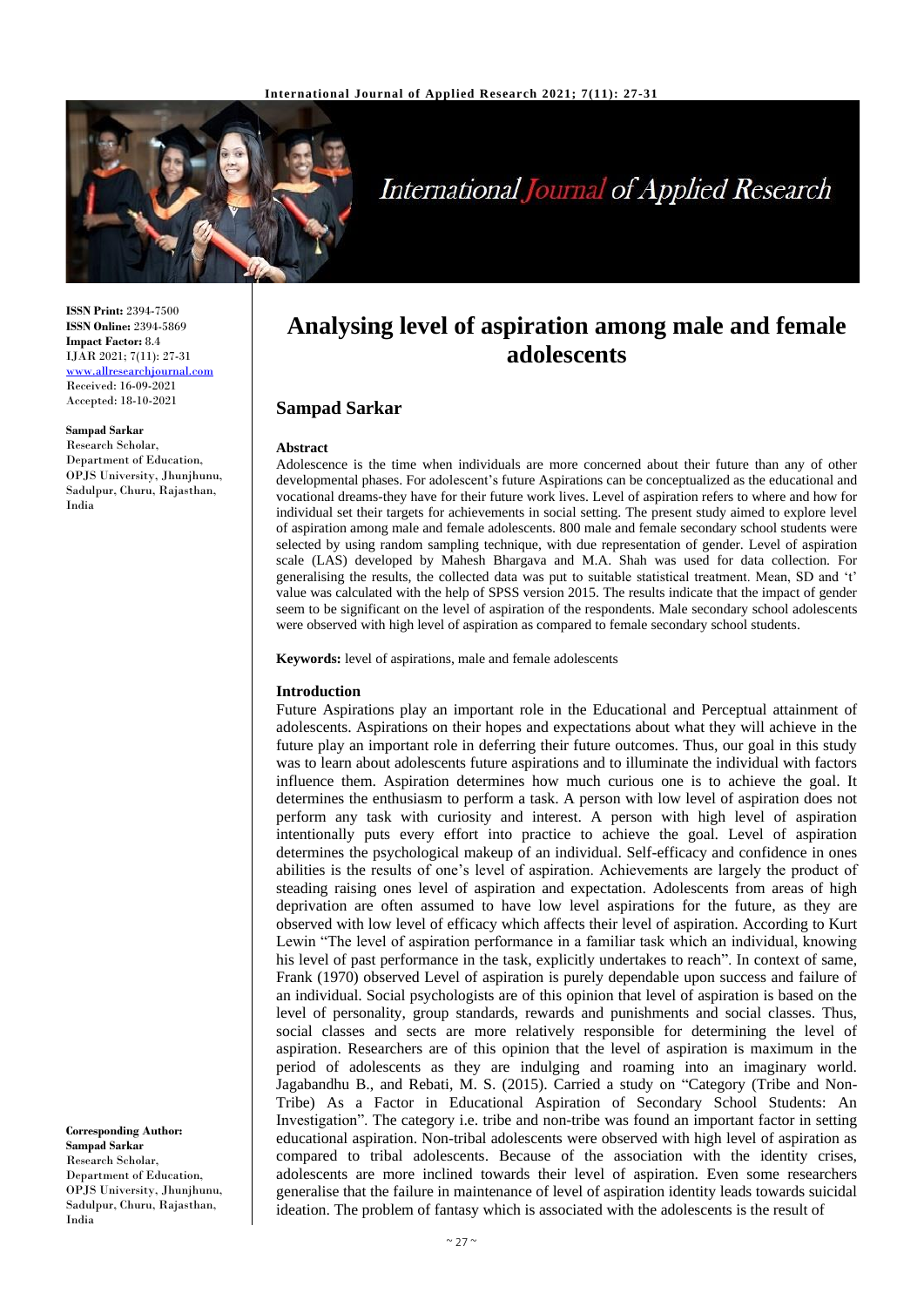# Analysing level of aspiration among male and female adolescents

## Sampad Sarkar

**ISSN Print:** 2394-7500
**ISSN Online:** 2394-5869
**Impact Factor:** 8.4
IJAR 2021; 7(11): 27-31
www.allresearchjournal.com
Received: 16-09-2021
Accepted: 18-10-2021

**Sampad Sarkar**
Research Scholar, Department of Education, OPJS University, Jhunjhunu, Sadulpur, Churu, Rajasthan, India

**Corresponding Author:**
**Sampad Sarkar**
Research Scholar, Department of Education, OPJS University, Jhunjhunu, Sadulpur, Churu, Rajasthan, India

### Abstract

Adolescence is the time when individuals are more concerned about their future than any of other developmental phases. For adolescent's future Aspirations can be conceptualized as the educational and vocational dreams-they have for their future work lives. Level of aspiration refers to where and how for individual set their targets for achievements in social setting. The present study aimed to explore level of aspiration among male and female adolescents. 800 male and female secondary school students were selected by using random sampling technique, with due representation of gender. Level of aspiration scale (LAS) developed by Mahesh Bhargava and M.A. Shah was used for data collection. For generalising the results, the collected data was put to suitable statistical treatment. Mean, SD and 't' value was calculated with the help of SPSS version 2015. The results indicate that the impact of gender seem to be significant on the level of aspiration of the respondents. Male secondary school adolescents were observed with high level of aspiration as compared to female secondary school students.

**Keywords:** level of aspirations, male and female adolescents

### Introduction

Future Aspirations play an important role in the Educational and Perceptual attainment of adolescents. Aspirations on their hopes and expectations about what they will achieve in the future play an important role in deferring their future outcomes. Thus, our goal in this study was to learn about adolescents future aspirations and to illuminate the individual with factors influence them. Aspiration determines how much curious one is to achieve the goal. It determines the enthusiasm to perform a task. A person with low level of aspiration does not perform any task with curiosity and interest. A person with high level of aspiration intentionally puts every effort into practice to achieve the goal. Level of aspiration determines the psychological makeup of an individual. Self-efficacy and confidence in ones abilities is the results of one's level of aspiration. Achievements are largely the product of steading raising ones level of aspiration and expectation. Adolescents from areas of high deprivation are often assumed to have low level aspirations for the future, as they are observed with low level of efficacy which affects their level of aspiration. According to Kurt Lewin "The level of aspiration performance in a familiar task which an individual, knowing his level of past performance in the task, explicitly undertakes to reach". In context of same, Frank (1970) observed Level of aspiration is purely dependable upon success and failure of an individual. Social psychologists are of this opinion that level of aspiration is based on the level of personality, group standards, rewards and punishments and social classes. Thus, social classes and sects are more relatively responsible for determining the level of aspiration. Researchers are of this opinion that the level of aspiration is maximum in the period of adolescents as they are indulging and roaming into an imaginary world. Jagabandhu B., and Rebati, M. S. (2015). Carried a study on "Category (Tribe and Non-Tribe) As a Factor in Educational Aspiration of Secondary School Students: An Investigation". The category i.e. tribe and non-tribe was found an important factor in setting educational aspiration. Non-tribal adolescents were observed with high level of aspiration as compared to tribal adolescents. Because of the association with the identity crises, adolescents are more inclined towards their level of aspiration. Even some researchers generalise that the failure in maintenance of level of aspiration identity leads towards suicidal ideation. The problem of fantasy which is associated with the adolescents is the result of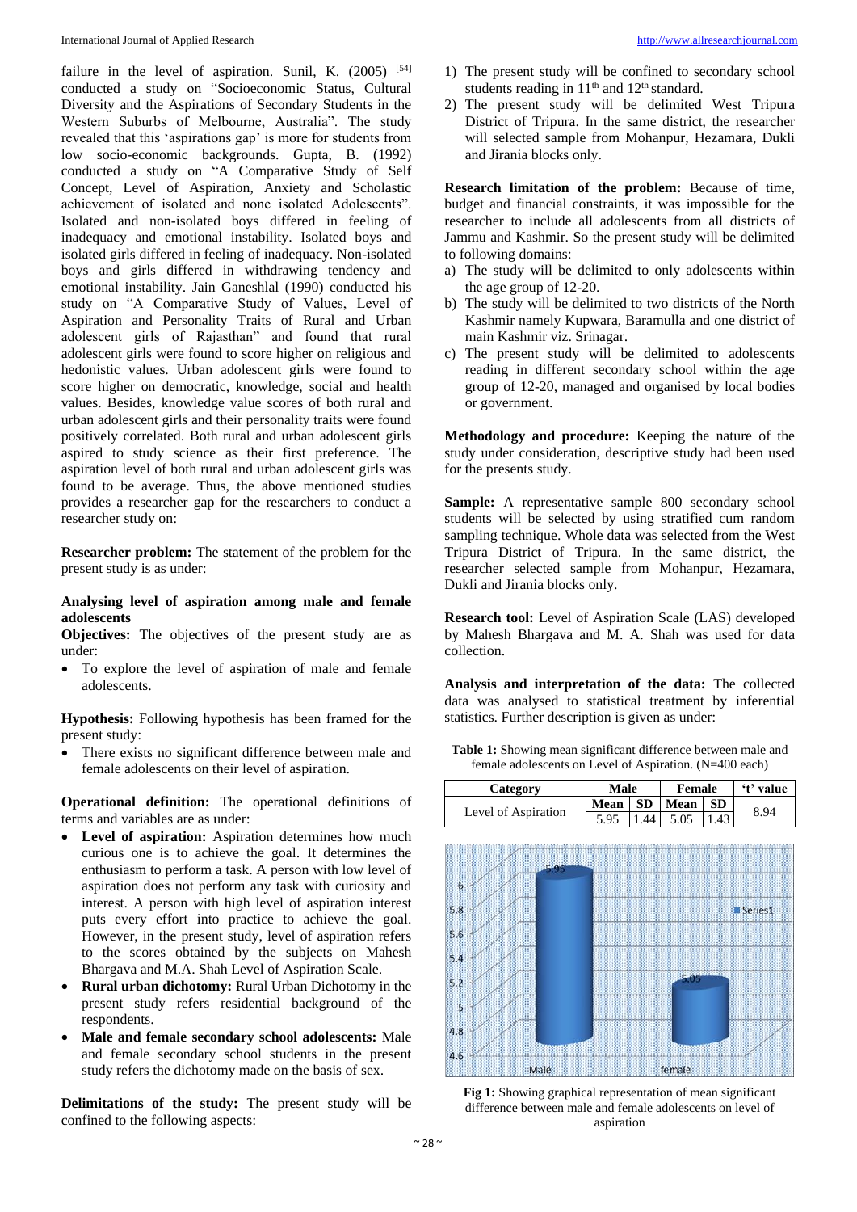failure in the level of aspiration. Sunil, K. (2005) [54] conducted a study on "Socioeconomic Status, Cultural Diversity and the Aspirations of Secondary Students in the Western Suburbs of Melbourne, Australia". The study revealed that this 'aspirations gap' is more for students from low socio-economic backgrounds. Gupta, B. (1992) conducted a study on "A Comparative Study of Self Concept, Level of Aspiration, Anxiety and Scholastic achievement of isolated and none isolated Adolescents". Isolated and non-isolated boys differed in feeling of inadequacy and emotional instability. Isolated boys and isolated girls differed in feeling of inadequacy. Non-isolated boys and girls differed in withdrawing tendency and emotional instability. Jain Ganeshlal (1990) conducted his study on "A Comparative Study of Values, Level of Aspiration and Personality Traits of Rural and Urban adolescent girls of Rajasthan" and found that rural adolescent girls were found to score higher on religious and hedonistic values. Urban adolescent girls were found to score higher on democratic, knowledge, social and health values. Besides, knowledge value scores of both rural and urban adolescent girls and their personality traits were found positively correlated. Both rural and urban adolescent girls aspired to study science as their first preference. The aspiration level of both rural and urban adolescent girls was found to be average. Thus, the above mentioned studies provides a researcher gap for the researchers to conduct a researcher study on:

**Researcher problem:** The statement of the problem for the present study is as under:

**Analysing level of aspiration among male and female adolescents**

**Objectives:** The objectives of the present study are as under:

- To explore the level of aspiration of male and female adolescents.

**Hypothesis:** Following hypothesis has been framed for the present study:

- There exists no significant difference between male and female adolescents on their level of aspiration.

**Operational definition:** The operational definitions of terms and variables are as under:

- **Level of aspiration:** Aspiration determines how much curious one is to achieve the goal. It determines the enthusiasm to perform a task. A person with low level of aspiration does not perform any task with curiosity and interest. A person with high level of aspiration interest puts every effort into practice to achieve the goal. However, in the present study, level of aspiration refers to the scores obtained by the subjects on Mahesh Bhargava and M.A. Shah Level of Aspiration Scale.
- **Rural urban dichotomy:** Rural Urban Dichotomy in the present study refers residential background of the respondents.
- **Male and female secondary school adolescents:** Male and female secondary school students in the present study refers the dichotomy made on the basis of sex.

**Delimitations of the study:** The present study will be confined to the following aspects:

1) The present study will be confined to secondary school students reading in 11th and 12th standard.
2) The present study will be delimited West Tripura District of Tripura. In the same district, the researcher will selected sample from Mohanpur, Hezamara, Dukli and Jirania blocks only.

**Research limitation of the problem:** Because of time, budget and financial constraints, it was impossible for the researcher to include all adolescents from all districts of Jammu and Kashmir. So the present study will be delimited to following domains:

a) The study will be delimited to only adolescents within the age group of 12-20.
b) The study will be delimited to two districts of the North Kashmir namely Kupwara, Baramulla and one district of main Kashmir viz. Srinagar.
c) The present study will be delimited to adolescents reading in different secondary school within the age group of 12-20, managed and organised by local bodies or government.

**Methodology and procedure:** Keeping the nature of the study under consideration, descriptive study had been used for the presents study.

**Sample:** A representative sample 800 secondary school students will be selected by using stratified cum random sampling technique. Whole data was selected from the West Tripura District of Tripura. In the same district, the researcher selected sample from Mohanpur, Hezamara, Dukli and Jirania blocks only.

**Research tool:** Level of Aspiration Scale (LAS) developed by Mahesh Bhargava and M. A. Shah was used for data collection.

**Analysis and interpretation of the data:** The collected data was analysed to statistical treatment by inferential statistics. Further description is given as under:

**Table 1:** Showing mean significant difference between male and female adolescents on Level of Aspiration. (N=400 each)

| Category | Male | | Female | | 't' value |
|---|---|---|---|---|---|
| | Mean | SD | Mean | SD | |
| Level of Aspiration | 5.95 | 1.44 | 5.05 | 1.43 | 8.94 |

**Fig 1:** Showing graphical representation of mean significant difference between male and female adolescents on level of aspiration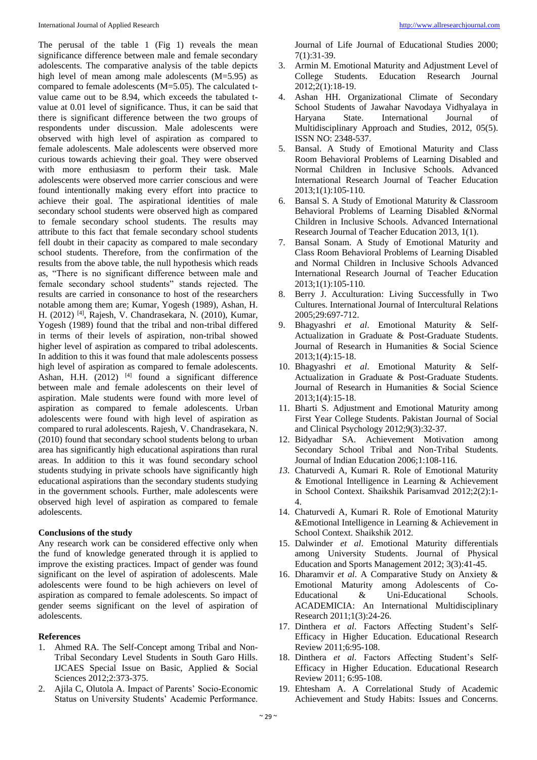The perusal of the table 1 (Fig 1) reveals the mean significance difference between male and female secondary adolescents. The comparative analysis of the table depicts high level of mean among male adolescents (M=5.95) as compared to female adolescents (M=5.05). The calculated t-value came out to be 8.94, which exceeds the tabulated t-value at 0.01 level of significance. Thus, it can be said that there is significant difference between the two groups of respondents under discussion. Male adolescents were observed with high level of aspiration as compared to female adolescents. Male adolescents were observed more curious towards achieving their goal. They were observed with more enthusiasm to perform their task. Male adolescents were observed more carrier conscious and were found intentionally making every effort into practice to achieve their goal. The aspirational identities of male secondary school students were observed high as compared to female secondary school students. The results may attribute to this fact that female secondary school students fell doubt in their capacity as compared to male secondary school students. Therefore, from the confirmation of the results from the above table, the null hypothesis which reads as, "There is no significant difference between male and female secondary school students" stands rejected. The results are carried in consonance to host of the researchers notable among them are; Kumar, Yogesh (1989), Ashan, H. H. (2012) [4], Rajesh, V. Chandrasekara, N. (2010), Kumar, Yogesh (1989) found that the tribal and non-tribal differed in terms of their levels of aspiration, non-tribal showed higher level of aspiration as compared to tribal adolescents. In addition to this it was found that male adolescents possess high level of aspiration as compared to female adolescents. Ashan, H.H. (2012) [4] found a significant difference between male and female adolescents on their level of aspiration. Male students were found with more level of aspiration as compared to female adolescents. Urban adolescents were found with high level of aspiration as compared to rural adolescents. Rajesh, V. Chandrasekara, N. (2010) found that secondary school students belong to urban area has significantly high educational aspirations than rural areas. In addition to this it was found secondary school students studying in private schools have significantly high educational aspirations than the secondary students studying in the government schools. Further, male adolescents were observed high level of aspiration as compared to female adolescents.

**Conclusions of the study**

Any research work can be considered effective only when the fund of knowledge generated through it is applied to improve the existing practices. Impact of gender was found significant on the level of aspiration of adolescents. Male adolescents were found to be high achievers on level of aspiration as compared to female adolescents. So impact of gender seems significant on the level of aspiration of adolescents.

**References**

1. Ahmed RA. The Self-Concept among Tribal and Non-Tribal Secondary Level Students in South Garo Hills. IJCAES Special Issue on Basic, Applied & Social Sciences 2012;2:373-375.
2. Ajila C, Olutola A. Impact of Parents' Socio-Economic Status on University Students' Academic Performance. Journal of Life Journal of Educational Studies 2000; 7(1):31-39.
3. Armin M. Emotional Maturity and Adjustment Level of College Students. Education Research Journal 2012;2(1):18-19.
4. Ashan HH. Organizational Climate of Secondary School Students of Jawahar Navodaya Vidhyalaya in Haryana State. International Journal of Multidisciplinary Approach and Studies, 2012, 05(5). ISSN NO: 2348-537.
5. Bansal. A Study of Emotional Maturity and Class Room Behavioral Problems of Learning Disabled and Normal Children in Inclusive Schools. Advanced International Research Journal of Teacher Education 2013;1(1):105-110.
6. Bansal S. A Study of Emotional Maturity & Classroom Behavioral Problems of Learning Disabled &Normal Children in Inclusive Schools. Advanced International Research Journal of Teacher Education 2013, 1(1).
7. Bansal Sonam. A Study of Emotional Maturity and Class Room Behavioral Problems of Learning Disabled and Normal Children in Inclusive Schools Advanced International Research Journal of Teacher Education 2013;1(1):105-110.
8. Berry J. Acculturation: Living Successfully in Two Cultures. International Journal of Intercultural Relations 2005;29:697-712.
9. Bhagyashri *et al*. Emotional Maturity & Self-Actualization in Graduate & Post-Graduate Students. Journal of Research in Humanities & Social Science 2013;1(4):15-18.
10. Bhagyashri *et al*. Emotional Maturity & Self-Actualization in Graduate & Post-Graduate Students. Journal of Research in Humanities & Social Science 2013;1(4):15-18.
11. Bharti S. Adjustment and Emotional Maturity among First Year College Students. Pakistan Journal of Social and Clinical Psychology 2012;9(3):32-37.
12. Bidyadhar SA. Achievement Motivation among Secondary School Tribal and Non-Tribal Students. Journal of Indian Education 2006;1:108-116.
13. Chaturvedi A, Kumari R. Role of Emotional Maturity & Emotional Intelligence in Learning & Achievement in School Context. Shaikshik Parisamvad 2012;2(2):1-4.
14. Chaturvedi A, Kumari R. Role of Emotional Maturity &Emotional Intelligence in Learning & Achievement in School Context. Shaikshik 2012.
15. Dalwinder *et al*. Emotional Maturity differentials among University Students. Journal of Physical Education and Sports Management 2012; 3(3):41-45.
16. Dharamvir *et al*. A Comparative Study on Anxiety & Emotional Maturity among Adolescents of Co-Educational & Uni-Educational Schools. ACADEMICIA: An International Multidisciplinary Research 2011;1(3):24-26.
17. Dinthera *et al*. Factors Affecting Student's Self-Efficacy in Higher Education. Educational Research Review 2011;6:95-108.
18. Dinthera *et al*. Factors Affecting Student's Self-Efficacy in Higher Education. Educational Research Review 2011; 6:95-108.
19. Ehtesham A. A Correlational Study of Academic Achievement and Study Habits: Issues and Concerns.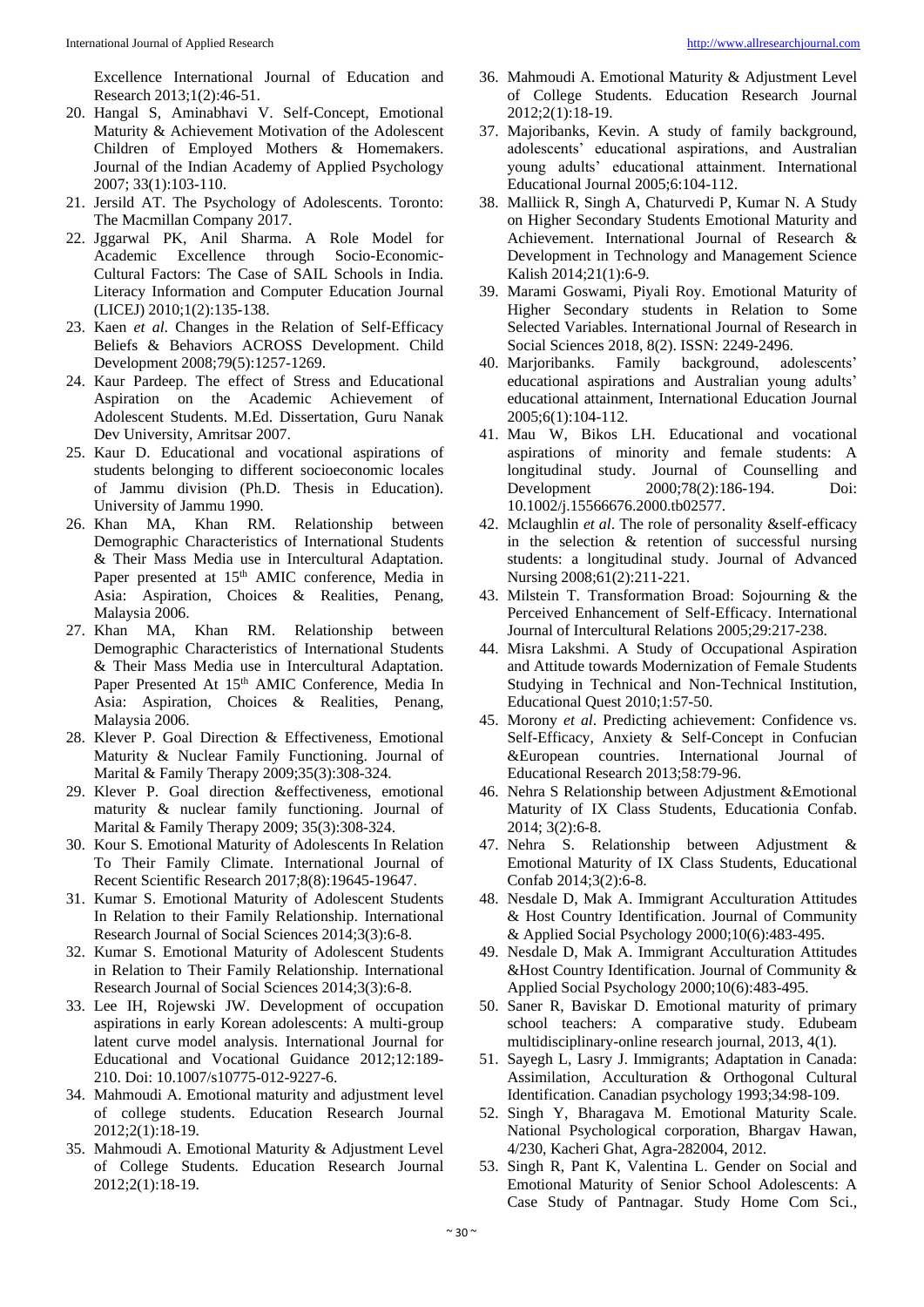Excellence International Journal of Education and Research 2013;1(2):46-51.

20. Hangal S, Aminabhavi V. Self-Concept, Emotional Maturity & Achievement Motivation of the Adolescent Children of Employed Mothers & Homemakers. Journal of the Indian Academy of Applied Psychology 2007; 33(1):103-110.
21. Jersild AT. The Psychology of Adolescents. Toronto: The Macmillan Company 2017.
22. Jggarwal PK, Anil Sharma. A Role Model for Academic Excellence through Socio-Economic-Cultural Factors: The Case of SAIL Schools in India. Literacy Information and Computer Education Journal (LICEJ) 2010;1(2):135-138.
23. Kaen *et al*. Changes in the Relation of Self-Efficacy Beliefs & Behaviors ACROSS Development. Child Development 2008;79(5):1257-1269.
24. Kaur Pardeep. The effect of Stress and Educational Aspiration on the Academic Achievement of Adolescent Students. M.Ed. Dissertation, Guru Nanak Dev University, Amritsar 2007.
25. Kaur D. Educational and vocational aspirations of students belonging to different socioeconomic locales of Jammu division (Ph.D. Thesis in Education). University of Jammu 1990.
26. Khan MA, Khan RM. Relationship between Demographic Characteristics of International Students & Their Mass Media use in Intercultural Adaptation. Paper presented at 15th AMIC conference, Media in Asia: Aspiration, Choices & Realities, Penang, Malaysia 2006.
27. Khan MA, Khan RM. Relationship between Demographic Characteristics of International Students & Their Mass Media use in Intercultural Adaptation. Paper Presented At 15th AMIC Conference, Media In Asia: Aspiration, Choices & Realities, Penang, Malaysia 2006.
28. Klever P. Goal Direction & Effectiveness, Emotional Maturity & Nuclear Family Functioning. Journal of Marital & Family Therapy 2009;35(3):308-324.
29. Klever P. Goal direction &effectiveness, emotional maturity & nuclear family functioning. Journal of Marital & Family Therapy 2009; 35(3):308-324.
30. Kour S. Emotional Maturity of Adolescents In Relation To Their Family Climate. International Journal of Recent Scientific Research 2017;8(8):19645-19647.
31. Kumar S. Emotional Maturity of Adolescent Students In Relation to their Family Relationship. International Research Journal of Social Sciences 2014;3(3):6-8.
32. Kumar S. Emotional Maturity of Adolescent Students in Relation to Their Family Relationship. International Research Journal of Social Sciences 2014;3(3):6-8.
33. Lee IH, Rojewski JW. Development of occupation aspirations in early Korean adolescents: A multi-group latent curve model analysis. International Journal for Educational and Vocational Guidance 2012;12:189-210. Doi: 10.1007/s10775-012-9227-6.
34. Mahmoudi A. Emotional maturity and adjustment level of college students. Education Research Journal 2012;2(1):18-19.
35. Mahmoudi A. Emotional Maturity & Adjustment Level of College Students. Education Research Journal 2012;2(1):18-19.
36. Mahmoudi A. Emotional Maturity & Adjustment Level of College Students. Education Research Journal 2012;2(1):18-19.
37. Majoribanks, Kevin. A study of family background, adolescents' educational aspirations, and Australian young adults' educational attainment. International Educational Journal 2005;6:104-112.
38. Malliick R, Singh A, Chaturvedi P, Kumar N. A Study on Higher Secondary Students Emotional Maturity and Achievement. International Journal of Research & Development in Technology and Management Science Kalish 2014;21(1):6-9.
39. Marami Goswami, Piyali Roy. Emotional Maturity of Higher Secondary students in Relation to Some Selected Variables. International Journal of Research in Social Sciences 2018, 8(2). ISSN: 2249-2496.
40. Marjoribanks. Family background, adolescents' educational aspirations and Australian young adults' educational attainment, International Education Journal 2005;6(1):104-112.
41. Mau W, Bikos LH. Educational and vocational aspirations of minority and female students: A longitudinal study. Journal of Counselling and Development 2000;78(2):186-194. Doi: 10.1002/j.15566676.2000.tb02577.
42. Mclaughlin *et al*. The role of personality &self-efficacy in the selection & retention of successful nursing students: a longitudinal study. Journal of Advanced Nursing 2008;61(2):211-221.
43. Milstein T. Transformation Broad: Sojourning & the Perceived Enhancement of Self-Efficacy. International Journal of Intercultural Relations 2005;29:217-238.
44. Misra Lakshmi. A Study of Occupational Aspiration and Attitude towards Modernization of Female Students Studying in Technical and Non-Technical Institution, Educational Quest 2010;1:57-50.
45. Morony *et al*. Predicting achievement: Confidence vs. Self-Efficacy, Anxiety & Self-Concept in Confucian &European countries. International Journal of Educational Research 2013;58:79-96.
46. Nehra S Relationship between Adjustment &Emotional Maturity of IX Class Students, Educationia Confab. 2014; 3(2):6-8.
47. Nehra S. Relationship between Adjustment & Emotional Maturity of IX Class Students, Educational Confab 2014;3(2):6-8.
48. Nesdale D, Mak A. Immigrant Acculturation Attitudes & Host Country Identification. Journal of Community & Applied Social Psychology 2000;10(6):483-495.
49. Nesdale D, Mak A. Immigrant Acculturation Attitudes &Host Country Identification. Journal of Community & Applied Social Psychology 2000;10(6):483-495.
50. Saner R, Baviskar D. Emotional maturity of primary school teachers: A comparative study. Edubeam multidisciplinary-online research journal, 2013, 4(1).
51. Sayegh L, Lasry J. Immigrants; Adaptation in Canada: Assimilation, Acculturation & Orthogonal Cultural Identification. Canadian psychology 1993;34:98-109.
52. Singh Y, Bharagava M. Emotional Maturity Scale. National Psychological corporation, Bhargav Hawan, 4/230, Kacheri Ghat, Agra-282004, 2012.
53. Singh R, Pant K, Valentina L. Gender on Social and Emotional Maturity of Senior School Adolescents: A Case Study of Pantnagar. Study Home Com Sci.,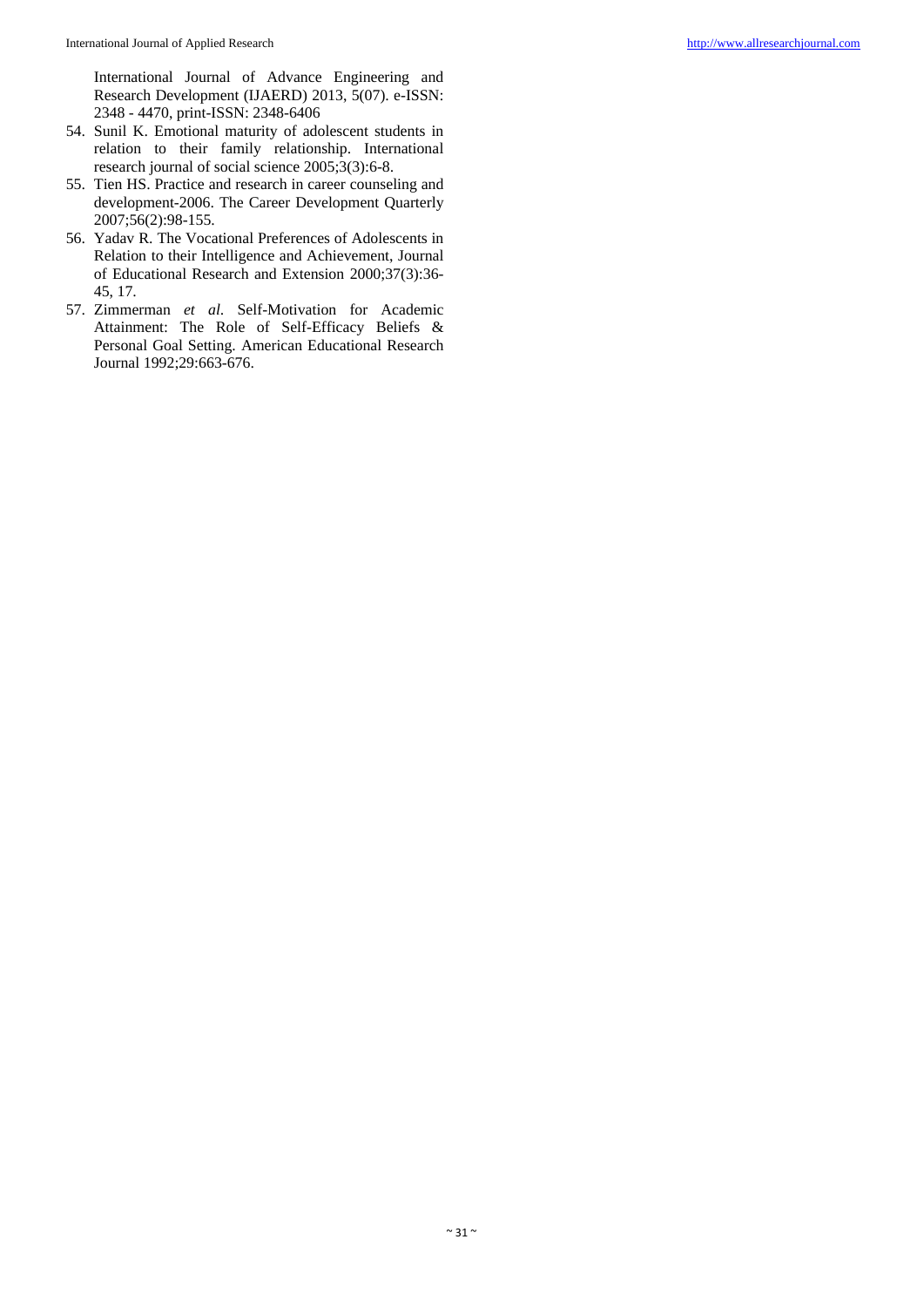International Journal of Advance Engineering and Research Development (IJAERD) 2013, 5(07). e-ISSN: 2348 - 4470, print-ISSN: 2348-6406

54. Sunil K. Emotional maturity of adolescent students in relation to their family relationship. International research journal of social science 2005;3(3):6-8.
55. Tien HS. Practice and research in career counseling and development-2006. The Career Development Quarterly 2007;56(2):98-155.
56. Yadav R. The Vocational Preferences of Adolescents in Relation to their Intelligence and Achievement, Journal of Educational Research and Extension 2000;37(3):36-45, 17.
57. Zimmerman *et al.* Self-Motivation for Academic Attainment: The Role of Self-Efficacy Beliefs & Personal Goal Setting. American Educational Research Journal 1992;29:663-676.